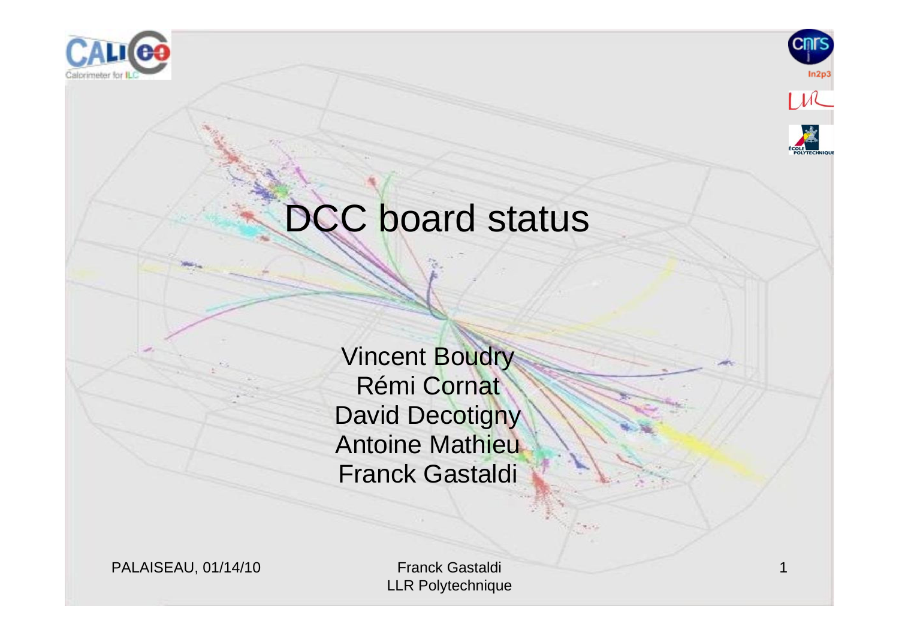# DCC board status

Vincent Boudry
Rémi Cornat
David Decotigny
Antoine Mathieu
Franck Gastaldi

PALAISEAU, 01/14/10

Franck Gastaldi
LLR Polytechnique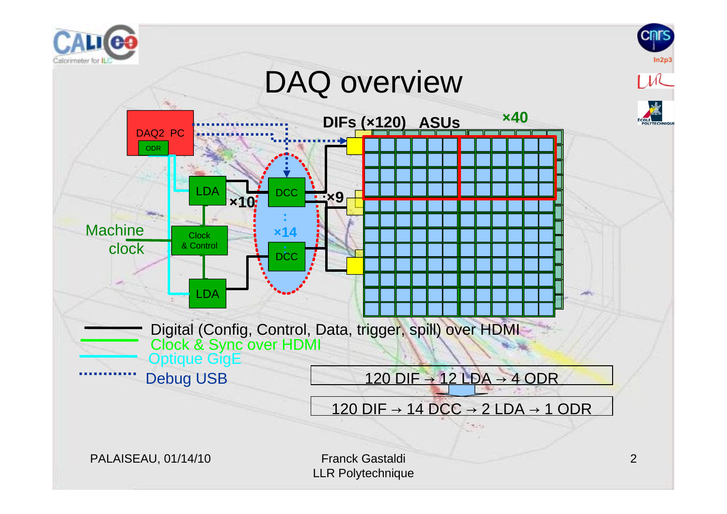# DAQ overview

DAQ2 PC

ODR

LDA

×10

DCC

×14

DCC

LDA

Clock & Control

Machine clock

DIFs (×120)

ASUs

×40

×9

Digital (Config, Control, Data, trigger, spill) over HDMI

Clock & Sync over HDMI

Optique GigE

Debug USB

120 DIF → 12 LDA → 4 ODR

120 DIF → 14 DCC → 2 LDA → 1 ODR

PALAISEAU, 01/14/10

Franck Gastaldi
LLR Polytechnique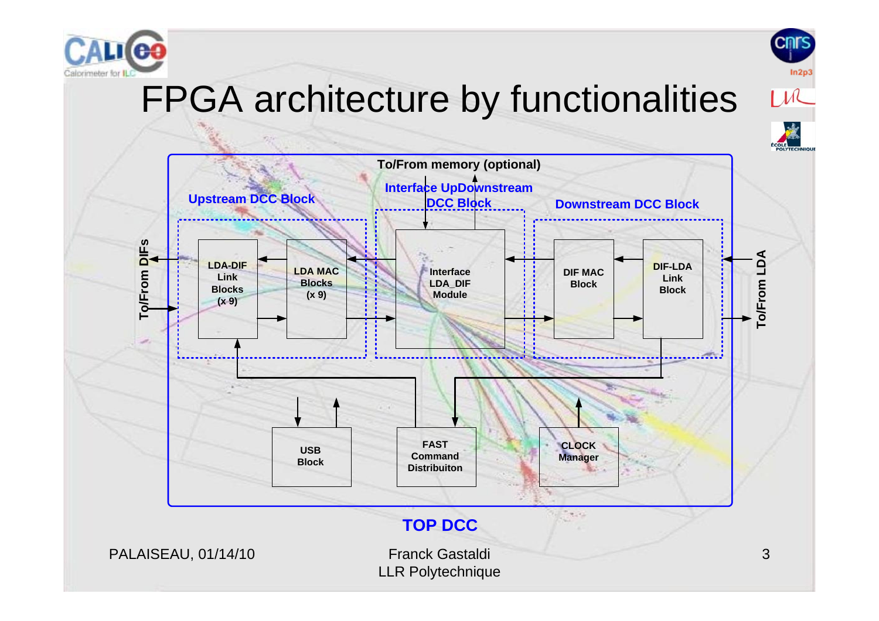# FPGA architecture by functionalities

To/From memory (optional)

Interface UpDownstream DCC Block

Upstream DCC Block

Downstream DCC Block

To/From DIFs

LDA-DIF Link Blocks (x 9)

LDA MAC Blocks (x 9)

Interface LDA_DIF Module

DIF MAC Block

DIF-LDA Link Block

To/From LDA

USB Block

FAST Command Distribuiton

CLOCK Manager

TOP DCC

PALAISEAU, 01/14/10

Franck Gastaldi
LLR Polytechnique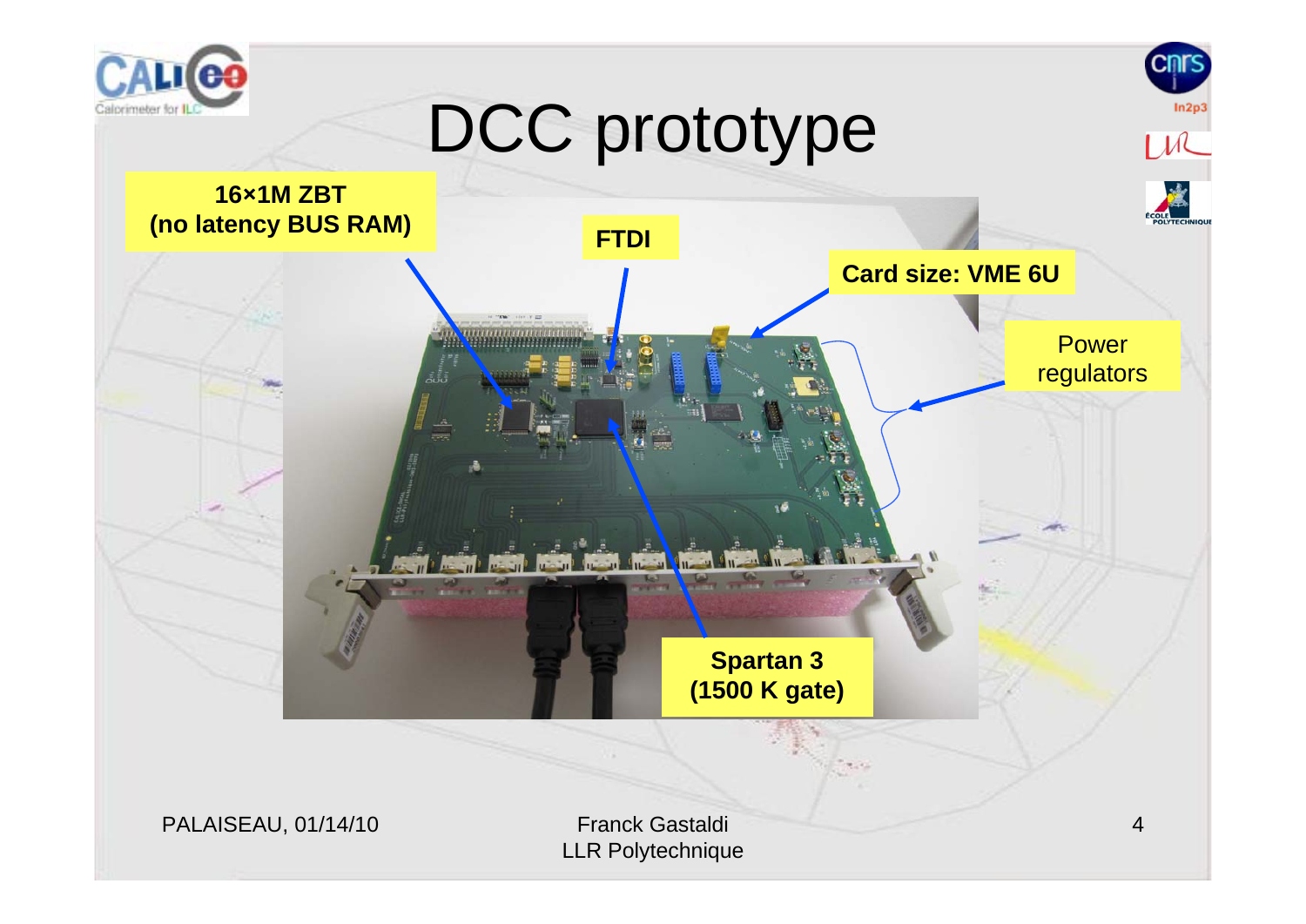# DCC prototype

**16×1M ZBT (no latency BUS RAM)**

**FTDI**

**Card size: VME 6U**

Power regulators

**Spartan 3 (1500 K gate)**

PALAISEAU, 01/14/10

Franck Gastaldi
LLR Polytechnique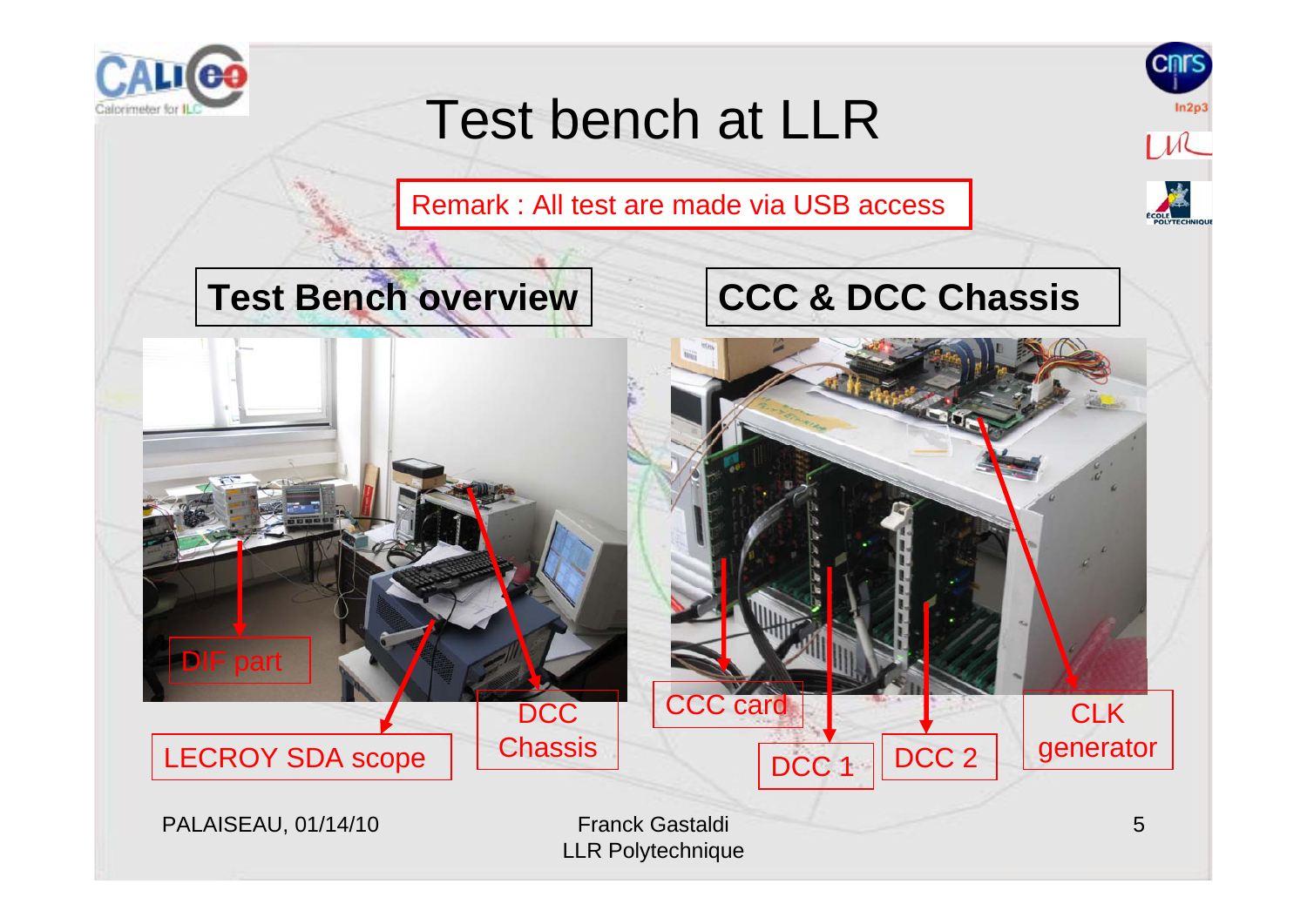# Test bench at LLR

Remark : All test are made via USB access

**Test Bench overview**

DIF part

LECROY SDA scope

DCC Chassis

**CCC & DCC Chassis**

CCC card

DCC 1

DCC 2

CLK generator

PALAISEAU, 01/14/10

Franck Gastaldi
LLR Polytechnique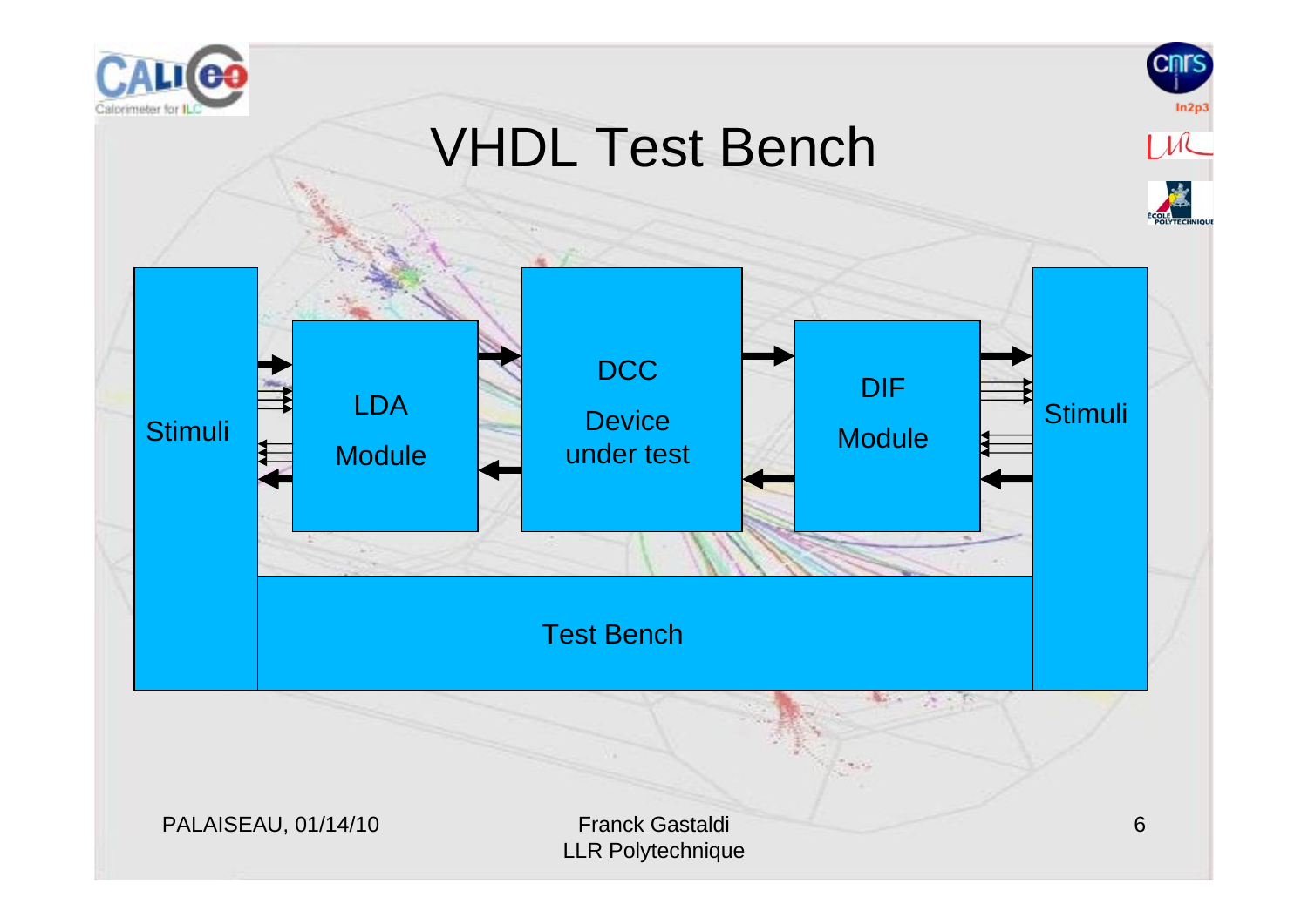# VHDL Test Bench

Stimuli

LDA

Module

DCC

Device under test

DIF

Module

Stimuli

Test Bench

PALAISEAU, 01/14/10

Franck Gastaldi
LLR Polytechnique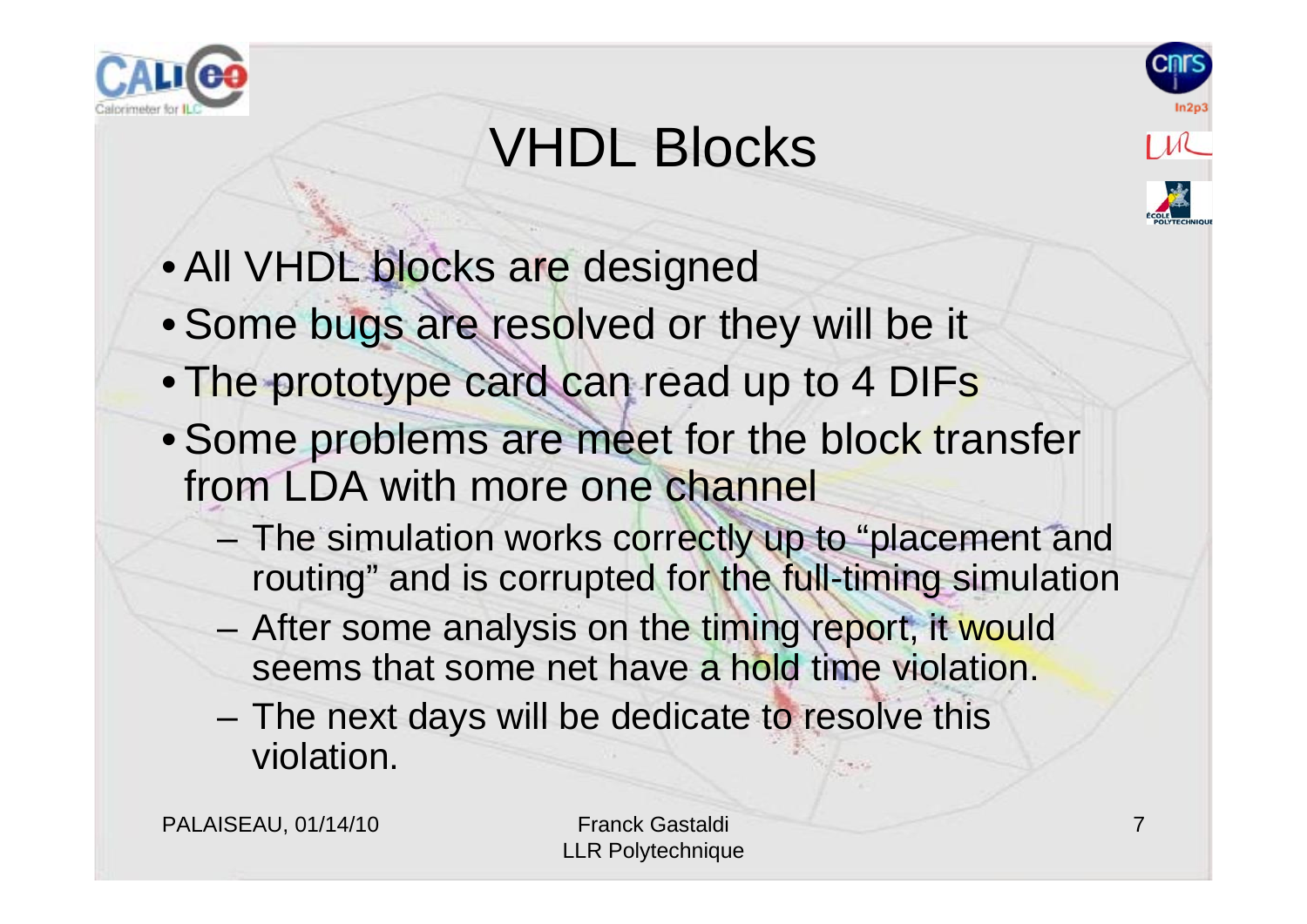# VHDL Blocks

- All VHDL blocks are designed
- Some bugs are resolved or they will be it
- The prototype card can read up to 4 DIFs
- Some problems are meet for the block transfer from LDA with more one channel
  - The simulation works correctly up to "placement and routing" and is corrupted for the full-timing simulation
  - After some analysis on the timing report, it would seems that some net have a hold time violation.
  - The next days will be dedicate to resolve this violation.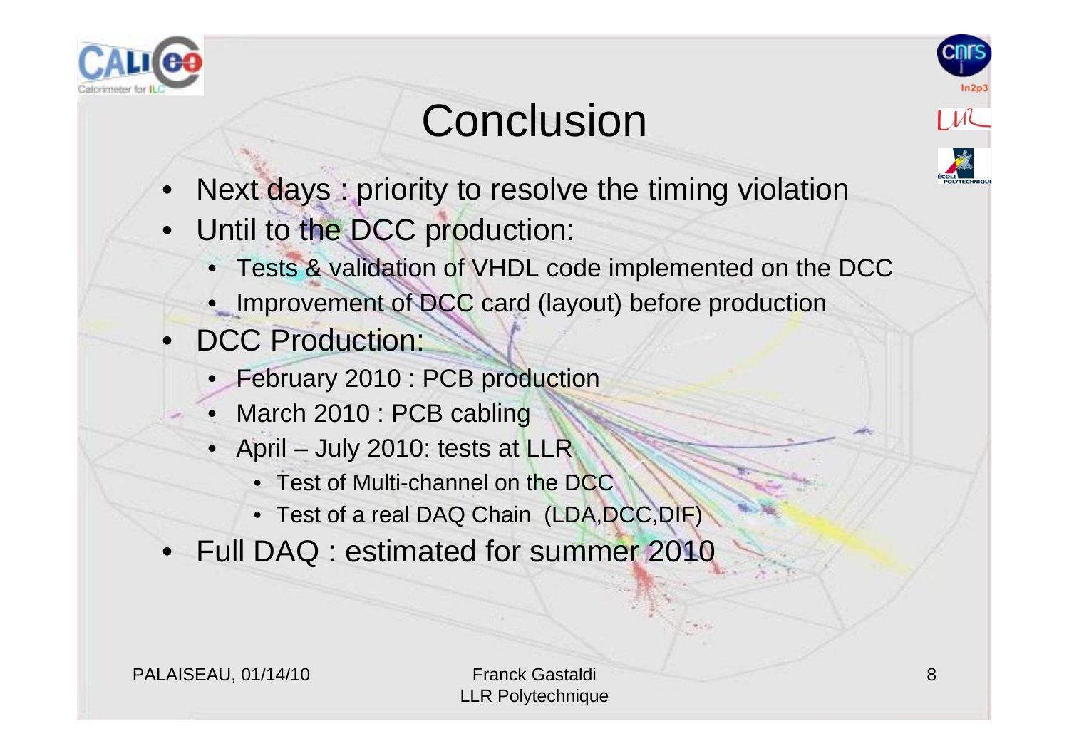# Conclusion

- Next days : priority to resolve the timing violation
- Until to the DCC production:
  - Tests & validation of VHDL code implemented on the DCC
  - Improvement of DCC card (layout) before production
- DCC Production:
  - February 2010 : PCB production
  - March 2010 : PCB cabling
  - April – July 2010: tests at LLR
    - Test of Multi-channel on the DCC
    - Test of a real DAQ Chain (LDA,DCC,DIF)
- Full DAQ : estimated for summer 2010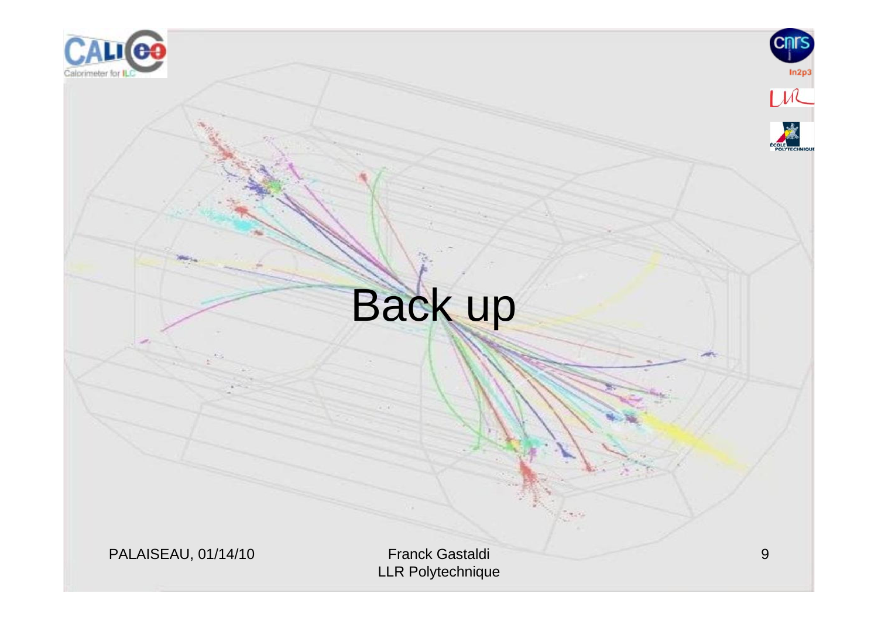# Back up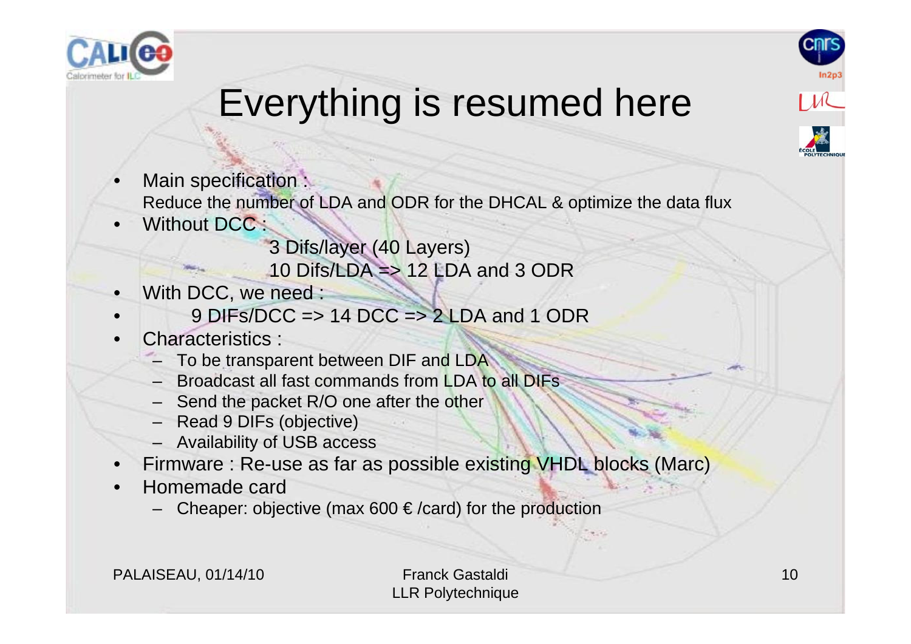# Everything is resumed here

- Main specification :
  Reduce the number of LDA and ODR for the DHCAL & optimize the data flux
- Without DCC :

  3 Difs/layer (40 Layers)

  10 Difs/LDA => 12 LDA and 3 ODR
- With DCC, we need :
- 9 DIFs/DCC => 14 DCC => 2 LDA and 1 ODR
- Characteristics :
  - To be transparent between DIF and LDA
  - Broadcast all fast commands from LDA to all DIFs
  - Send the packet R/O one after the other
  - Read 9 DIFs (objective)
  - Availability of USB access
- Firmware : Re-use as far as possible existing VHDL blocks (Marc)
- Homemade card
  - Cheaper: objective (max 600 € /card) for the production

PALAISEAU, 01/14/10

Franck Gastaldi
LLR Polytechnique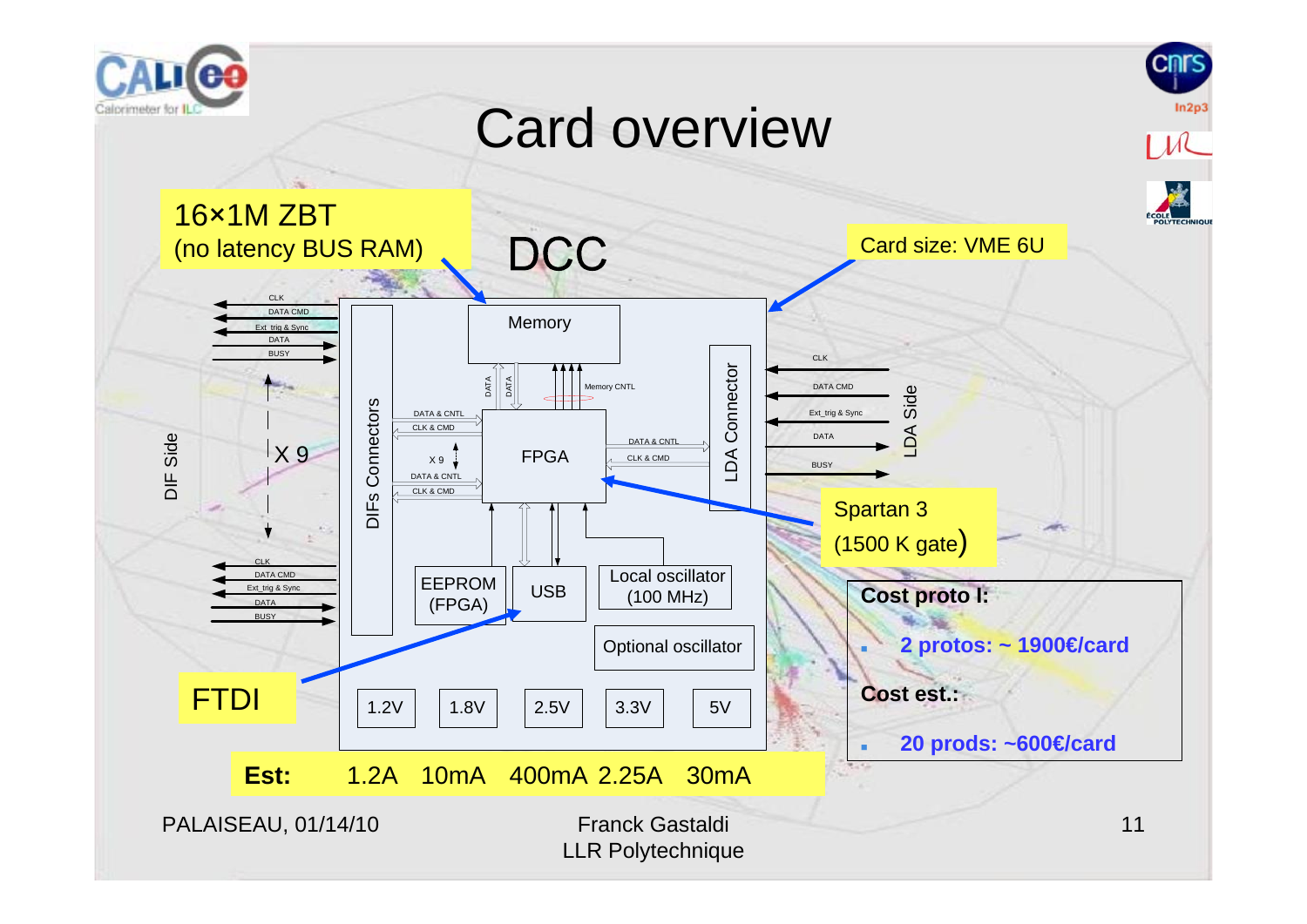# Card overview

16×1M ZBT
(no latency BUS RAM)

DCC

Card size: VME 6U

DIF Side

CLK
DATA CMD
Ext_trig & Sync
DATA
BUSY

X 9

CLK
DATA CMD
Ext_trig & Sync
DATA
BUSY

DIFs Connectors

DATA & CNTL
CLK & CMD
X 9
DATA & CNTL
CLK & CMD

Memory

DATA
DATA
Memory CNTL

FPGA

DATA & CNTL
CLK & CMD

LDA Connector

CLK
DATA CMD
Ext_trig & Sync
DATA
BUSY

LDA Side

Spartan 3
(1500 K gate)

EEPROM (FPGA)

USB

Local oscillator (100 MHz)

Optional oscillator

FTDI

1.2V 1.8V 2.5V 3.3V 5V

**Est:** 1.2A 10mA 400mA 2.25A 30mA

**Cost proto I:**

- **2 protos: ~ 1900€/card**

**Cost est.:**

- **20 prods: ~600€/card**

PALAISEAU, 01/14/10

Franck Gastaldi
LLR Polytechnique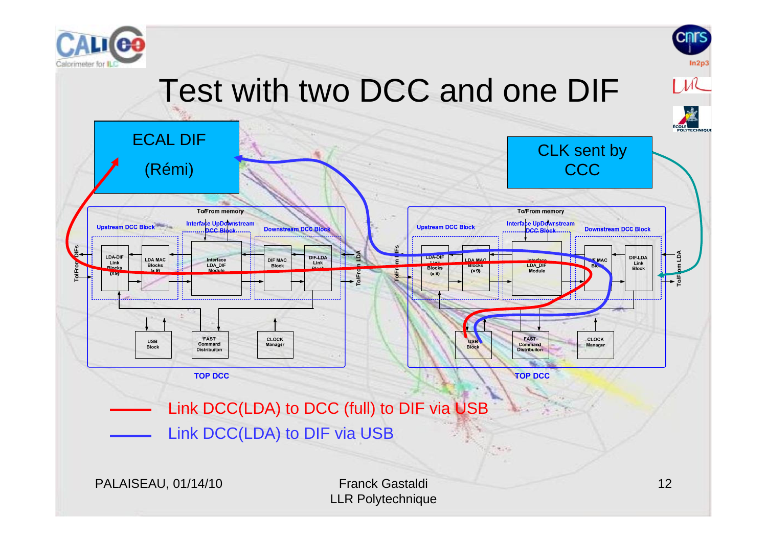# Test with two DCC and one DIF

ECAL DIF

(Rémi)

CLK sent by CCC

To/From memory

Upstream DCC Block

Interface UpDownstream DCC Block

Downstream DCC Block

LDA-DIF Link Blocks (x9)

LDA MAC Blocks (x 9)

Interface LDA_DIF Module

DIF MAC Block

DIF-LDA Link Block

To/From DIFs

To/From LDA

USB Block

FAST Command Distribution

CLOCK Manager

TOP DCC

To/From memory

Upstream DCC Block

Interface UpDownstream DCC Block

Downstream DCC Block

LDA-DIF Link Blocks (x 9)

LDA MAC Blocks (x 9)

Interface LDA_DIF Module

DIF MAC Block

DIF-LDA Link Block

To/From DIFs

To/From LDA

USB Block

FAST Command Distribution

CLOCK Manager

TOP DCC

Link DCC(LDA) to DCC (full) to DIF via USB

Link DCC(LDA) to DIF via USB

PALAISEAU, 01/14/10

Franck Gastaldi
LLR Polytechnique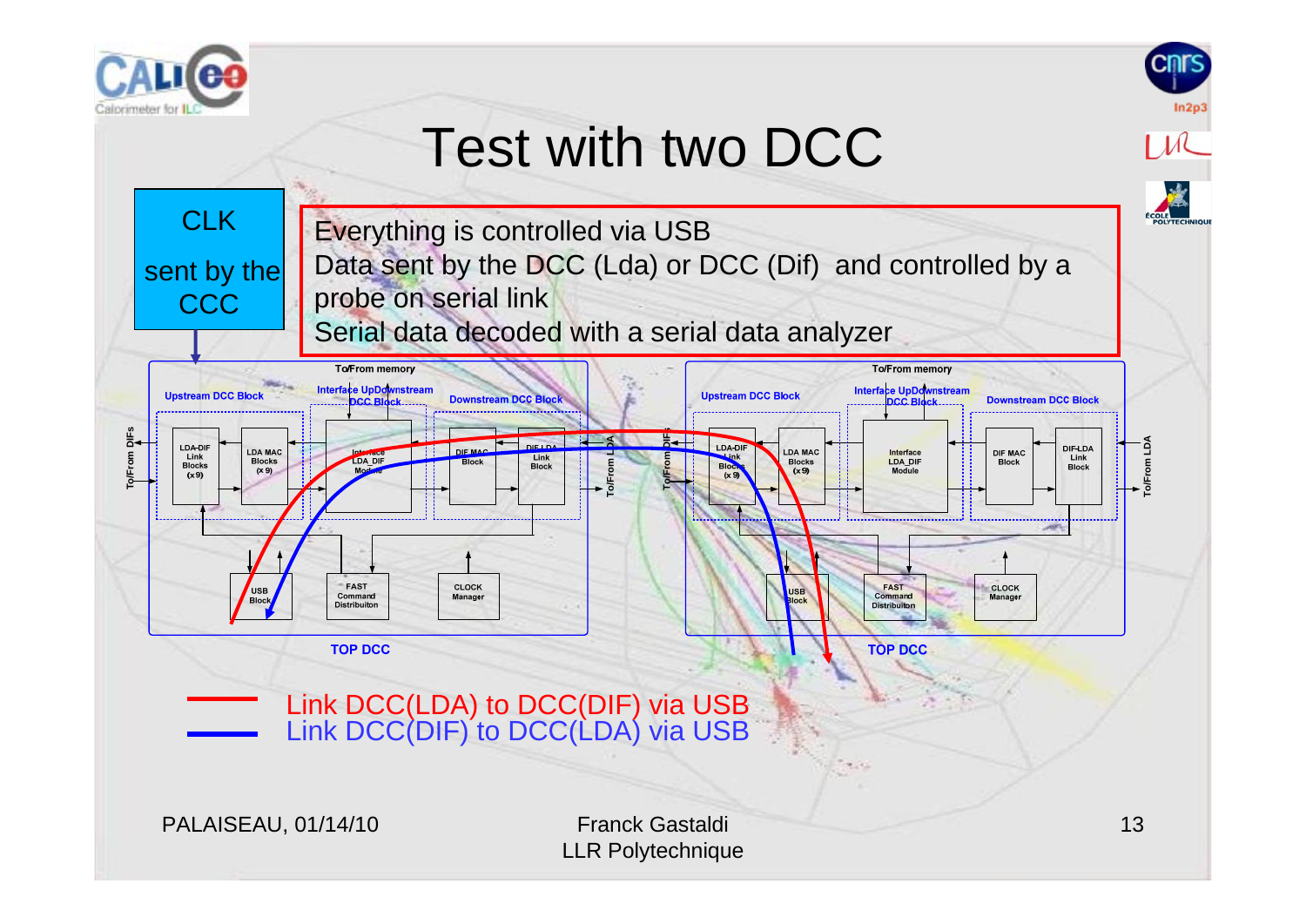# Test with two DCC

CLK sent by the CCC

Everything is controlled via USB
Data sent by the DCC (Lda) or DCC (Dif) and controlled by a probe on serial link
Serial data decoded with a serial data analyzer

To/From memory

Upstream DCC Block

Interface UpDownstream DCC Block

Downstream DCC Block

To/From DIFs

LDA-DIF Link Blocks (x 9)

LDA MAC Blocks (x 9)

Interface LDA_DIF Module

DIF MAC Block

DIF-LDA Link Block

To/From LDA

USB Block

FAST Command Distribution

CLOCK Manager

TOP DCC

To/From memory

Upstream DCC Block

Interface UpDownstream DCC Block

Downstream DCC Block

To/From DIFs

LDA-DIF Link Blocks (x 9)

LDA MAC Blocks (x 9)

Interface LDA_DIF Module

DIF MAC Block

DIF-LDA Link Block

To/From LDA

USB Block

FAST Command Distribution

CLOCK Manager

TOP DCC

Link DCC(LDA) to DCC(DIF) via USB
Link DCC(DIF) to DCC(LDA) via USB

PALAISEAU, 01/14/10

Franck Gastaldi
LLR Polytechnique